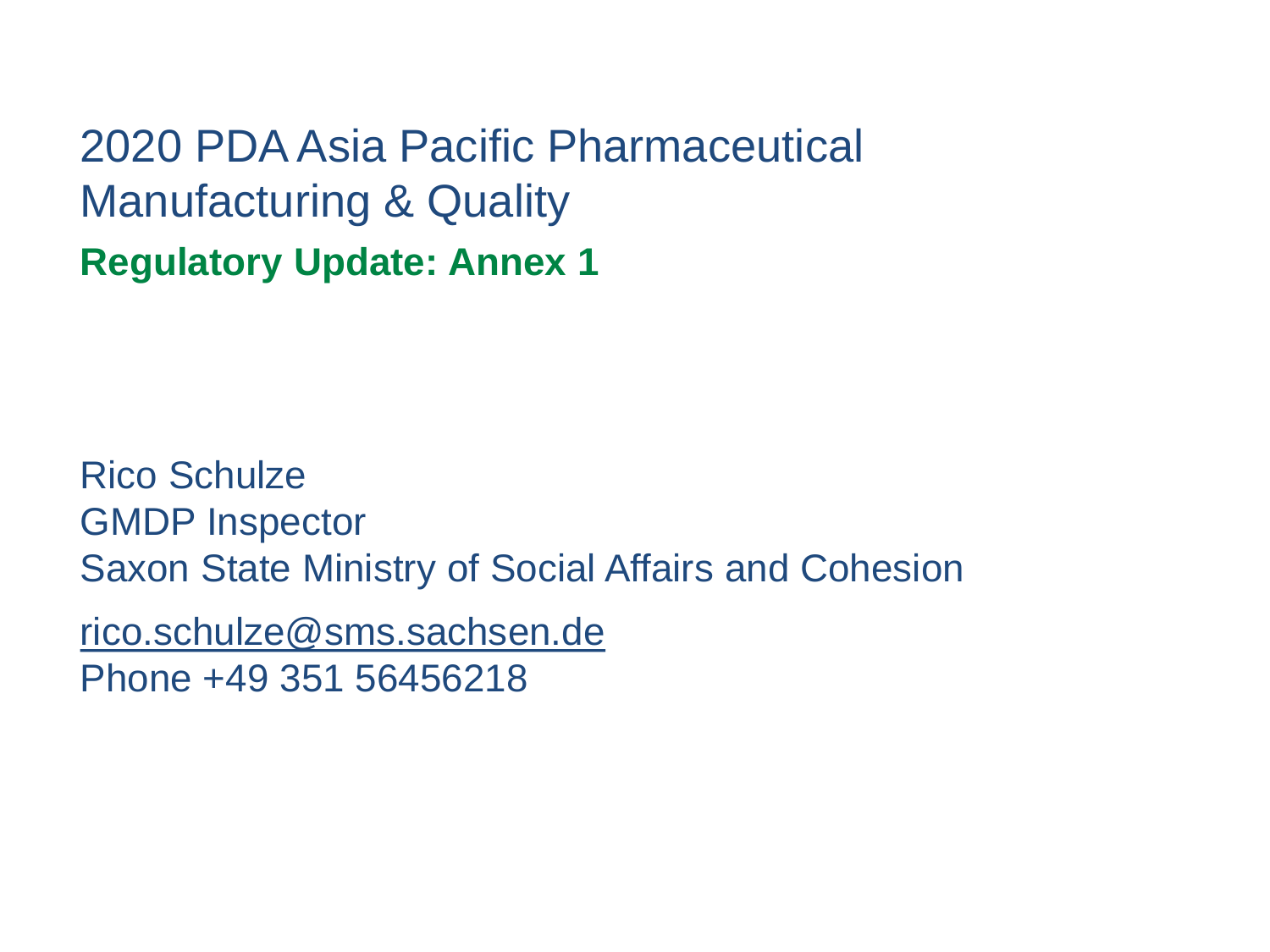# 2020 PDA Asia Pacific Pharmaceutical Manufacturing & Quality

## **Regulatory Update: Annex 1**

Rico Schulze
GMDP Inspector
Saxon State Ministry of Social Affairs and Cohesion

rico.schulze@sms.sachsen.de
Phone +49 351 56456218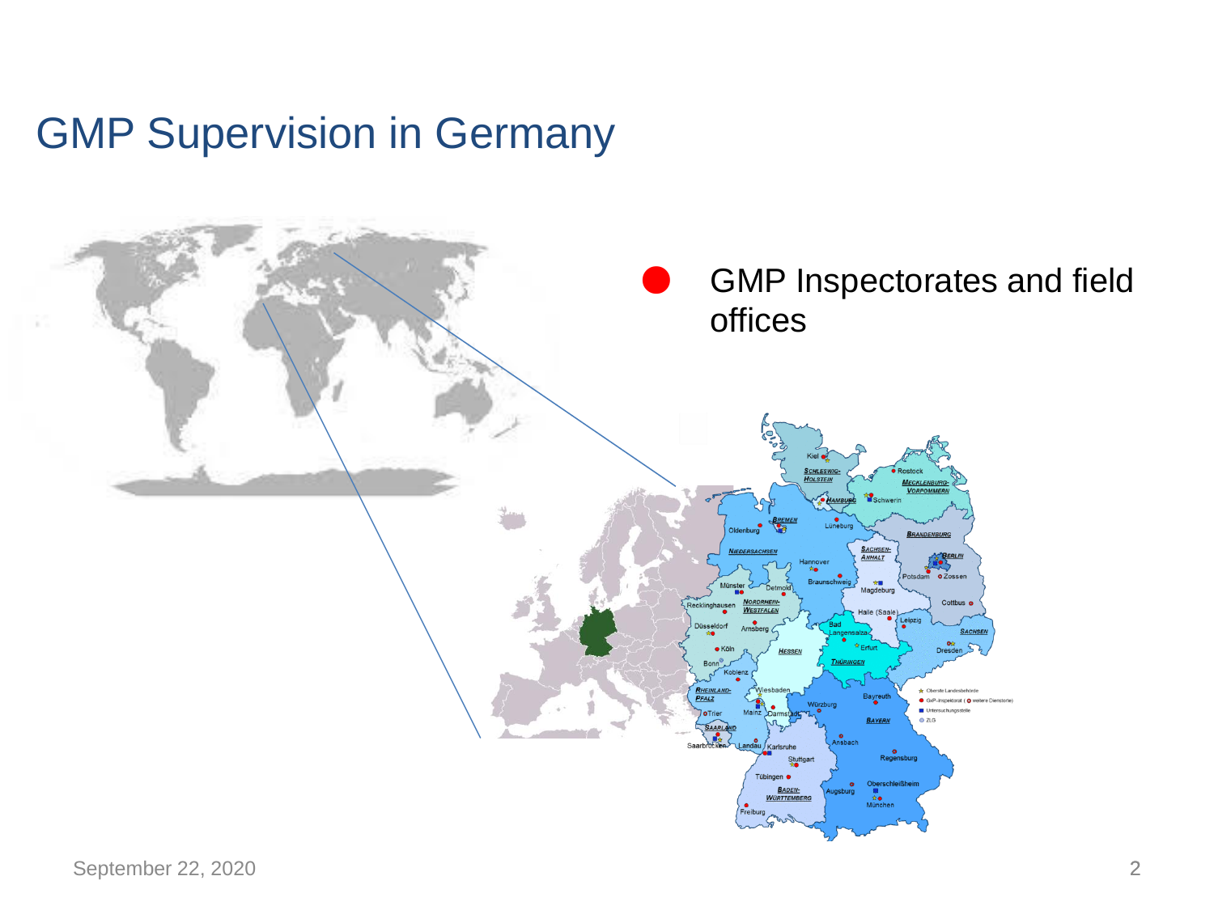# GMP Supervision in Germany

- GMP Inspectorates and field offices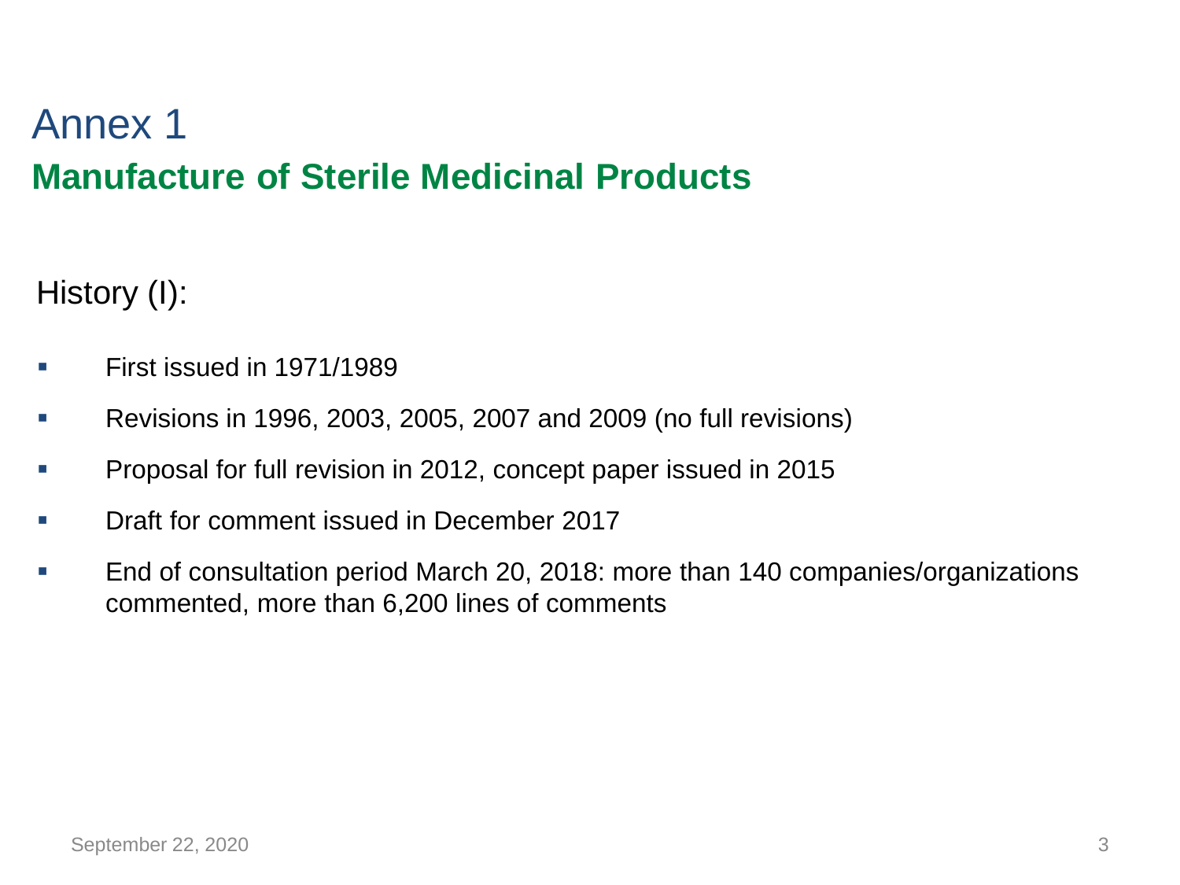# Annex 1

## Manufacture of Sterile Medicinal Products

### History (I):

- First issued in 1971/1989
- Revisions in 1996, 2003, 2005, 2007 and 2009 (no full revisions)
- Proposal for full revision in 2012, concept paper issued in 2015
- Draft for comment issued in December 2017
- End of consultation period March 20, 2018: more than 140 companies/organizations commented, more than 6,200 lines of comments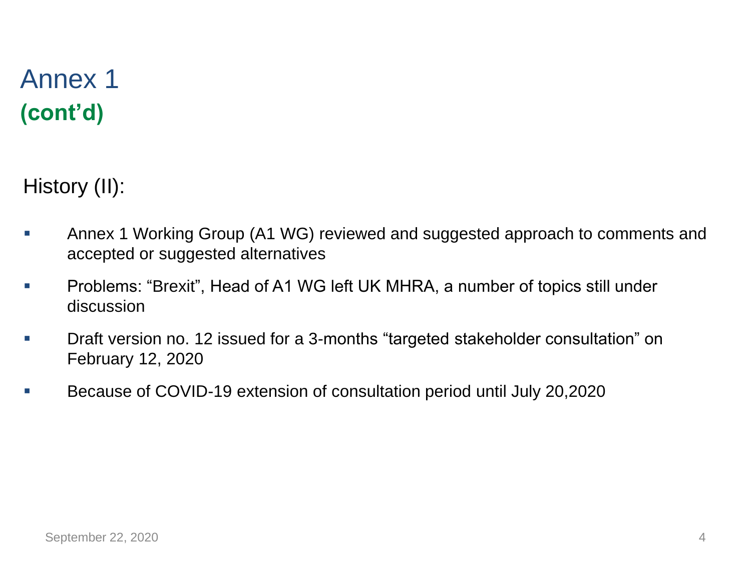# Annex 1
**(cont'd)**

History (II):

- Annex 1 Working Group (A1 WG) reviewed and suggested approach to comments and accepted or suggested alternatives
- Problems: "Brexit", Head of A1 WG left UK MHRA, a number of topics still under discussion
- Draft version no. 12 issued for a 3-months "targeted stakeholder consultation" on February 12, 2020
- Because of COVID-19 extension of consultation period until July 20,2020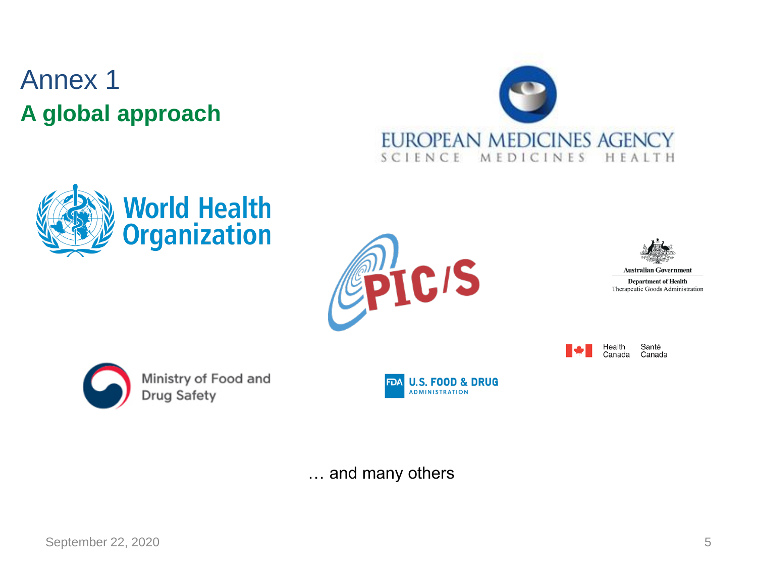# Annex 1

## A global approach

EUROPEAN MEDICINES AGENCY
SCIENCE MEDICINES HEALTH

World Health Organization

PIC/S

Australian Government
Department of Health
Therapeutic Goods Administration

Health Canada Santé Canada

Ministry of Food and Drug Safety

FDA U.S. FOOD & DRUG ADMINISTRATION

… and many others

September 22, 2020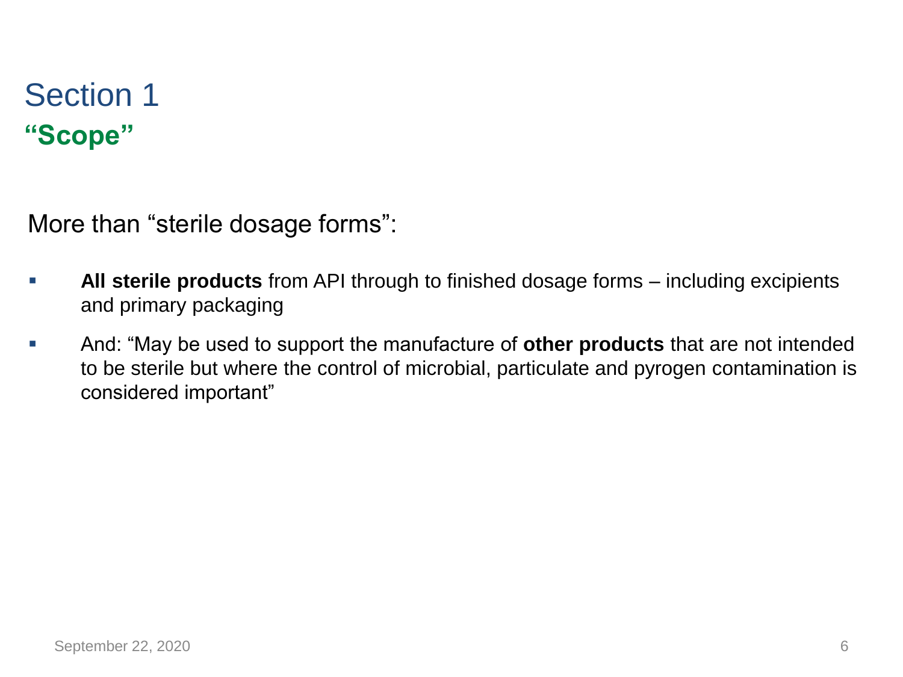# Section 1

## **“Scope”**

More than “sterile dosage forms”:

- **All sterile products** from API through to finished dosage forms – including excipients and primary packaging
- And: “May be used to support the manufacture of **other products** that are not intended to be sterile but where the control of microbial, particulate and pyrogen contamination is considered important”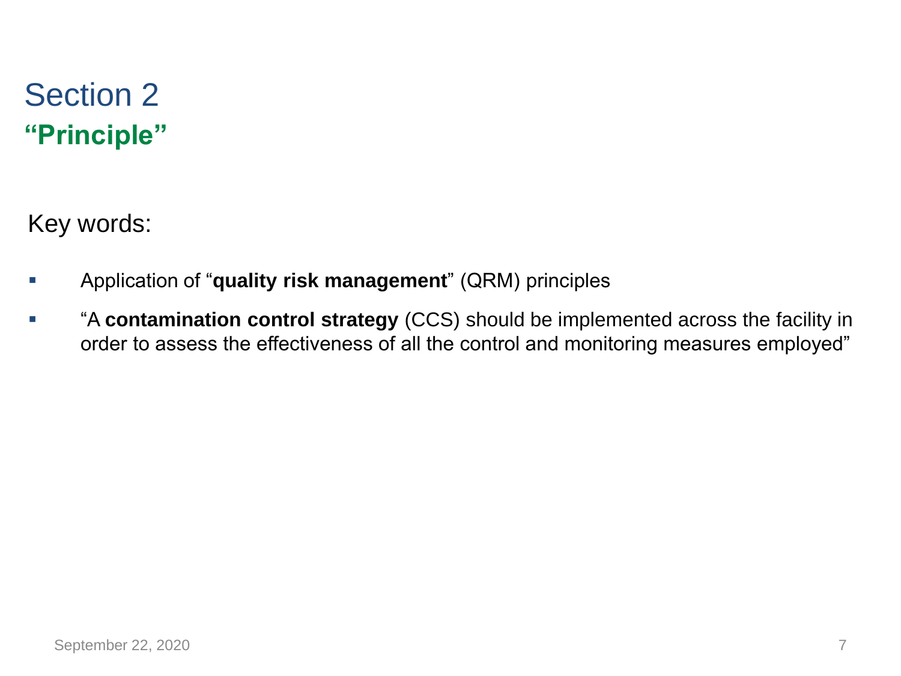# Section 2

## **"Principle"**

Key words:

- Application of "**quality risk management**" (QRM) principles
- "A **contamination control strategy** (CCS) should be implemented across the facility in order to assess the effectiveness of all the control and monitoring measures employed"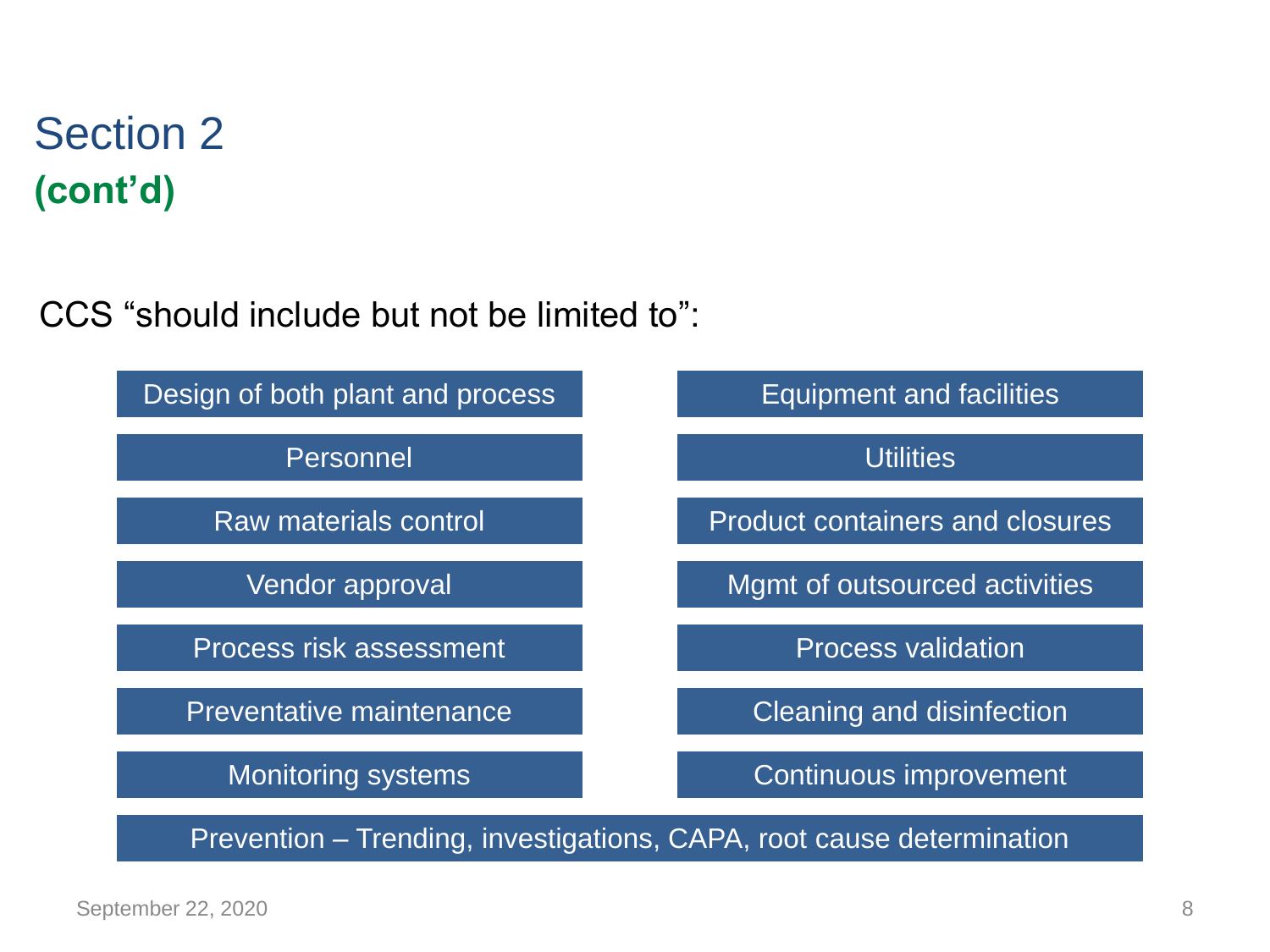# Section 2

**(cont'd)**

CCS "should include but not be limited to":

- Design of both plant and process
- Equipment and facilities
- Personnel
- Utilities
- Raw materials control
- Product containers and closures
- Vendor approval
- Mgmt of outsourced activities
- Process risk assessment
- Process validation
- Preventative maintenance
- Cleaning and disinfection
- Monitoring systems
- Continuous improvement
- Prevention – Trending, investigations, CAPA, root cause determination

September 22, 2020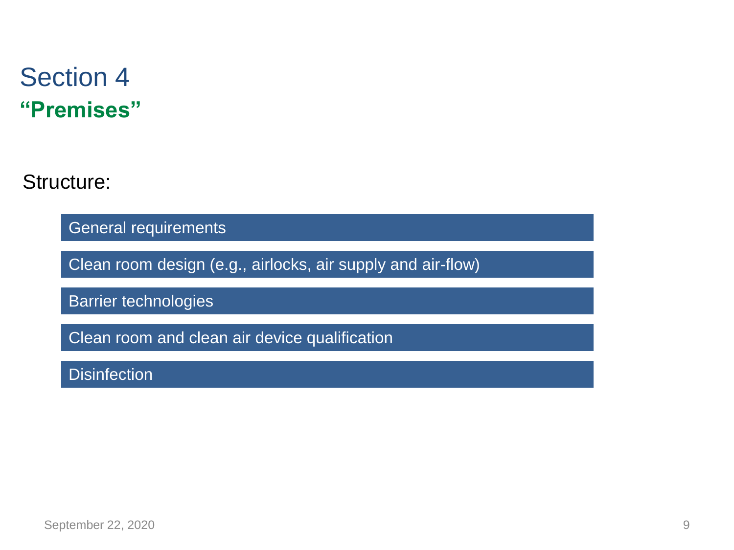# Section 4

## “Premises”

Structure:

- General requirements
- Clean room design (e.g., airlocks, air supply and air-flow)
- Barrier technologies
- Clean room and clean air device qualification
- Disinfection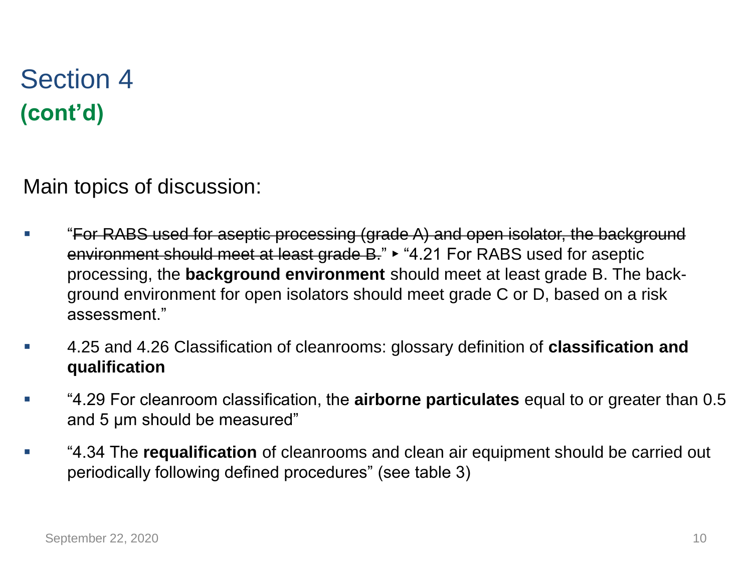# Section 4

## (cont'd)

Main topics of discussion:

- "~~For RABS used for aseptic processing (grade A) and open isolator, the background environment should meet at least grade B.~~" ▸ "4.21 For RABS used for aseptic processing, the **background environment** should meet at least grade B. The back-ground environment for open isolators should meet grade C or D, based on a risk assessment."
- 4.25 and 4.26 Classification of cleanrooms: glossary definition of **classification and qualification**
- "4.29 For cleanroom classification, the **airborne particulates** equal to or greater than 0.5 and 5 μm should be measured"
- "4.34 The **requalification** of cleanrooms and clean air equipment should be carried out periodically following defined procedures" (see table 3)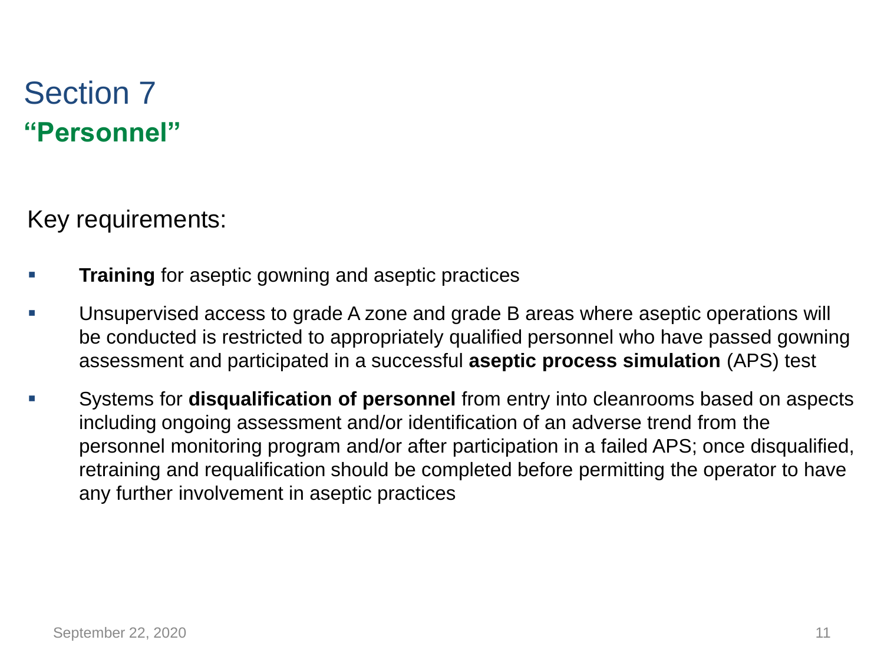# Section 7

## “Personnel”

Key requirements:

- **Training** for aseptic gowning and aseptic practices
- Unsupervised access to grade A zone and grade B areas where aseptic operations will be conducted is restricted to appropriately qualified personnel who have passed gowning assessment and participated in a successful **aseptic process simulation** (APS) test
- Systems for **disqualification of personnel** from entry into cleanrooms based on aspects including ongoing assessment and/or identification of an adverse trend from the personnel monitoring program and/or after participation in a failed APS; once disqualified, retraining and requalification should be completed before permitting the operator to have any further involvement in aseptic practices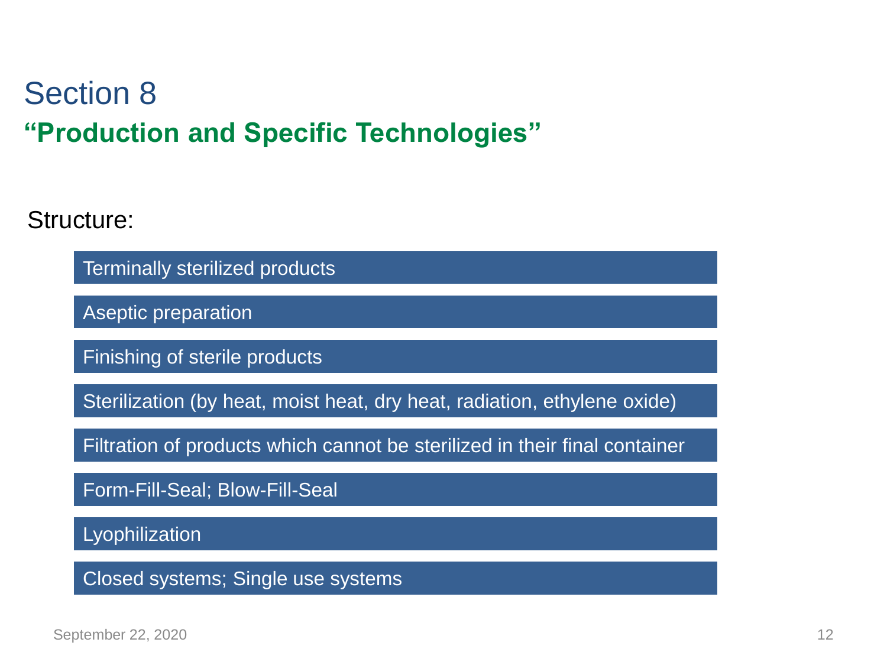# Section 8

## **“Production and Specific Technologies”**

Structure:

- Terminally sterilized products
- Aseptic preparation
- Finishing of sterile products
- Sterilization (by heat, moist heat, dry heat, radiation, ethylene oxide)
- Filtration of products which cannot be sterilized in their final container
- Form-Fill-Seal; Blow-Fill-Seal
- Lyophilization
- Closed systems; Single use systems

September 22, 2020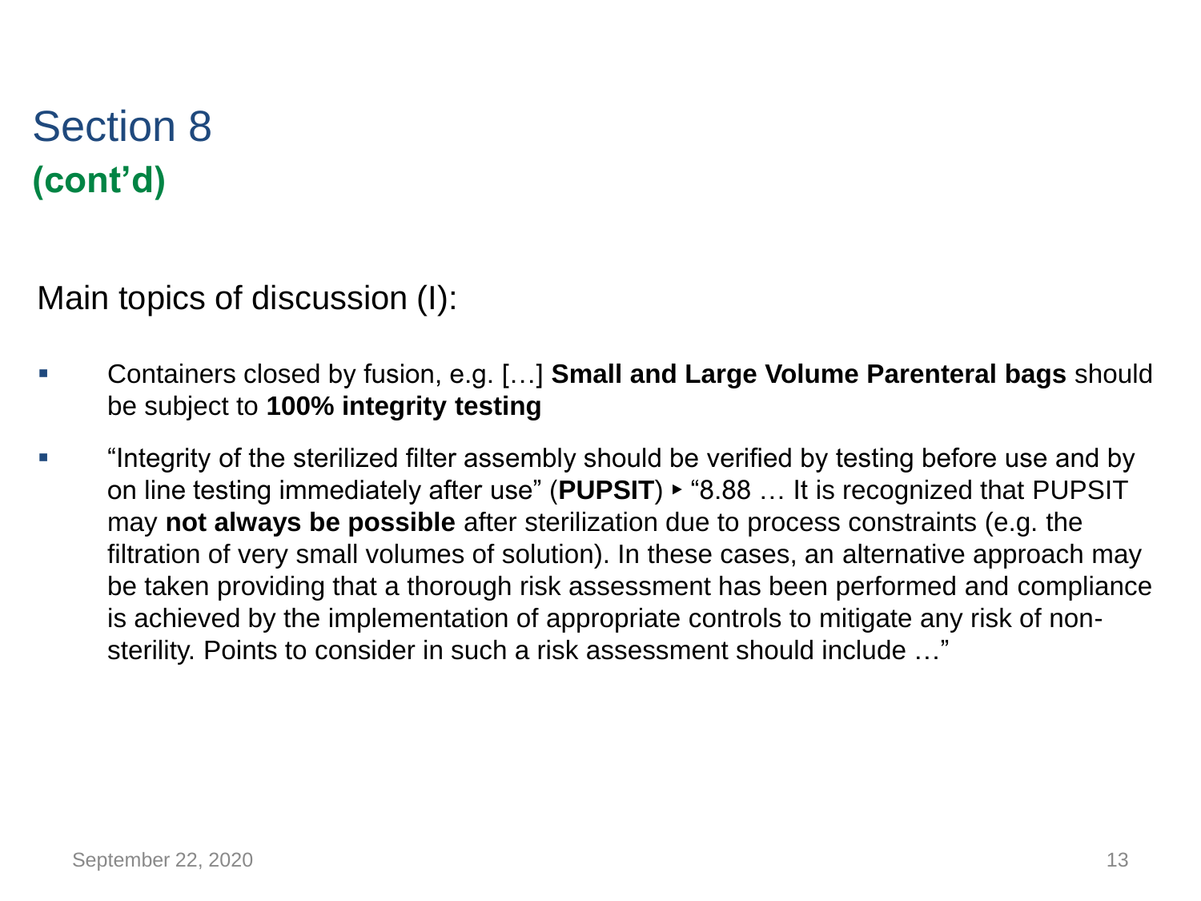# Section 8

## (cont'd)

Main topics of discussion (I):

- Containers closed by fusion, e.g. […] **Small and Large Volume Parenteral bags** should be subject to **100% integrity testing**
- "Integrity of the sterilized filter assembly should be verified by testing before use and by on line testing immediately after use" (**PUPSIT**) ▸ "8.88 … It is recognized that PUPSIT may **not always be possible** after sterilization due to process constraints (e.g. the filtration of very small volumes of solution). In these cases, an alternative approach may be taken providing that a thorough risk assessment has been performed and compliance is achieved by the implementation of appropriate controls to mitigate any risk of non-sterility. Points to consider in such a risk assessment should include …"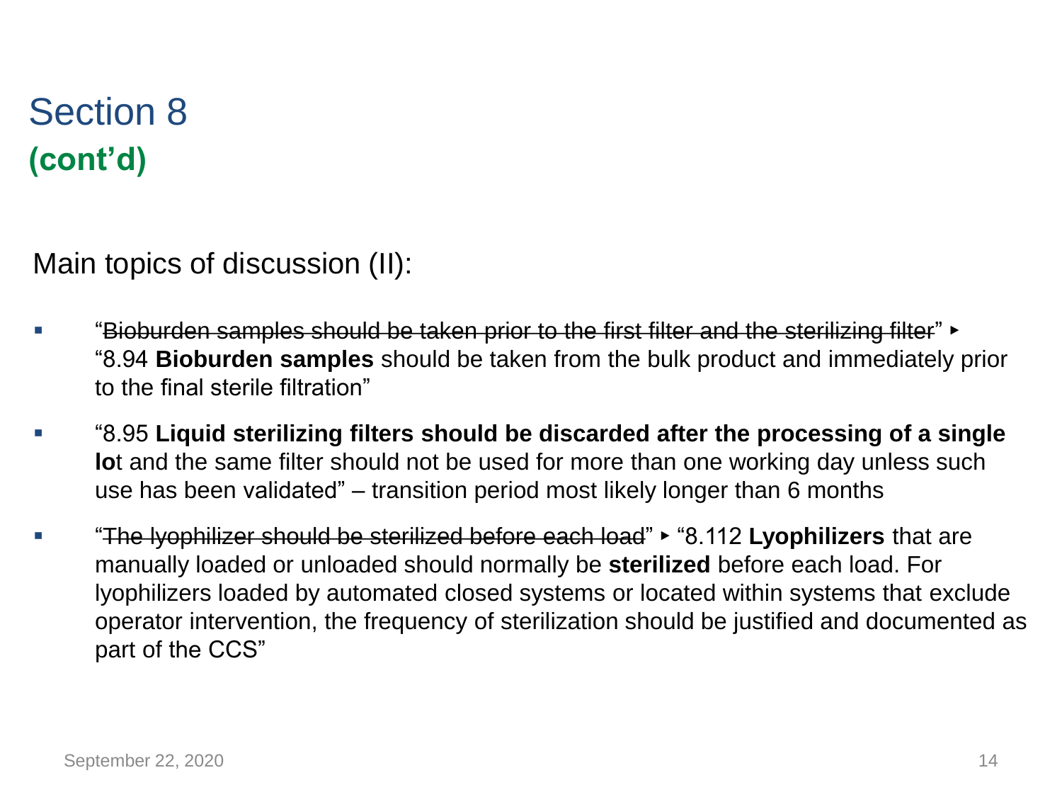# Section 8

## (cont'd)

Main topics of discussion (II):

- "~~Bioburden samples should be taken prior to the first filter and the sterilizing filter~~" ▸ "8.94 **Bioburden samples** should be taken from the bulk product and immediately prior to the final sterile filtration"
- "8.95 **Liquid sterilizing filters should be discarded after the processing of a single lo**t and the same filter should not be used for more than one working day unless such use has been validated" – transition period most likely longer than 6 months
- "~~The lyophilizer should be sterilized before each load~~" ▸ "8.112 **Lyophilizers** that are manually loaded or unloaded should normally be **sterilized** before each load. For lyophilizers loaded by automated closed systems or located within systems that exclude operator intervention, the frequency of sterilization should be justified and documented as part of the CCS"

September 22, 2020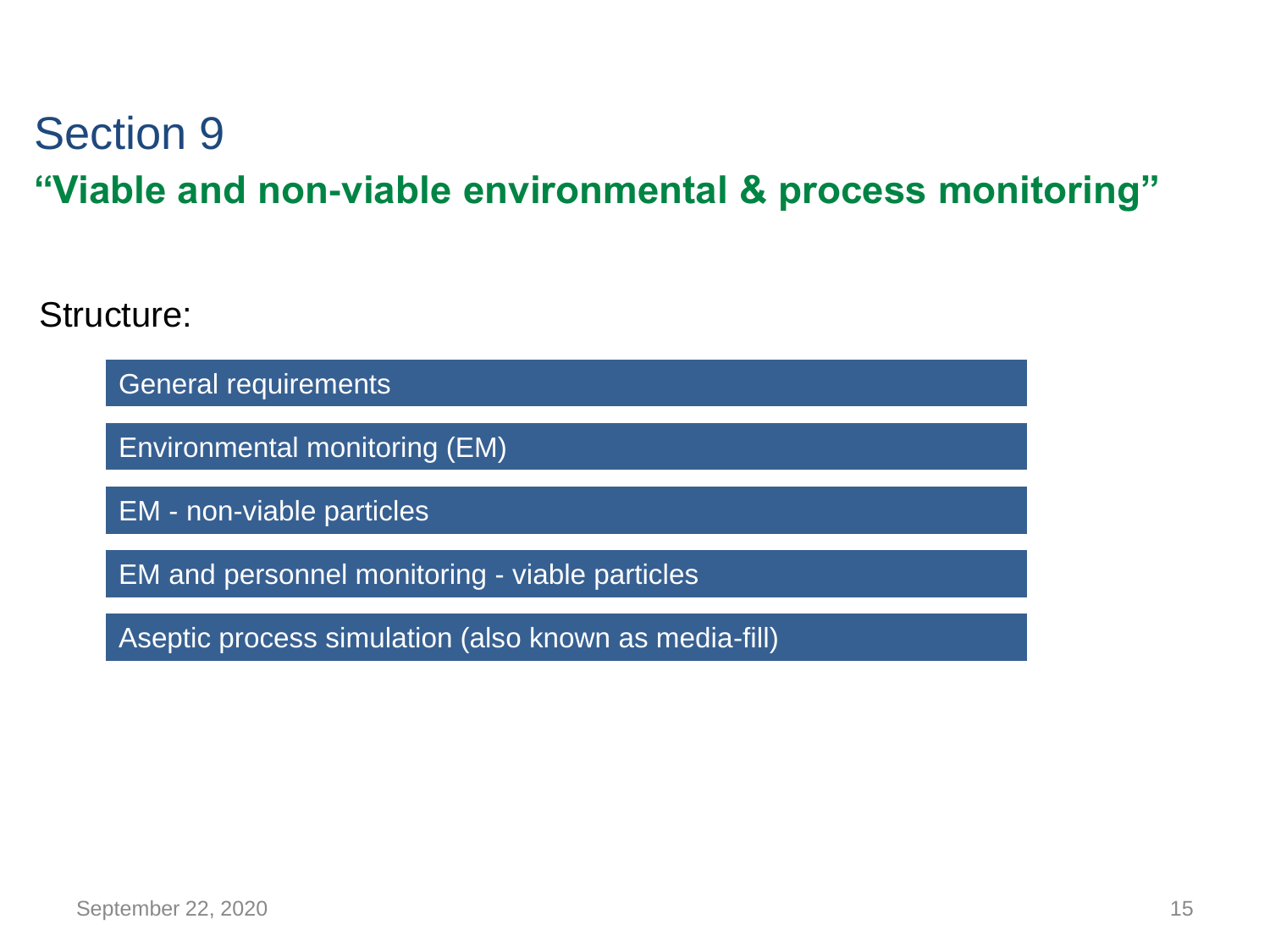# Section 9

## "Viable and non-viable environmental & process monitoring"

Structure:

- General requirements
- Environmental monitoring (EM)
- EM - non-viable particles
- EM and personnel monitoring - viable particles
- Aseptic process simulation (also known as media-fill)

September 22, 2020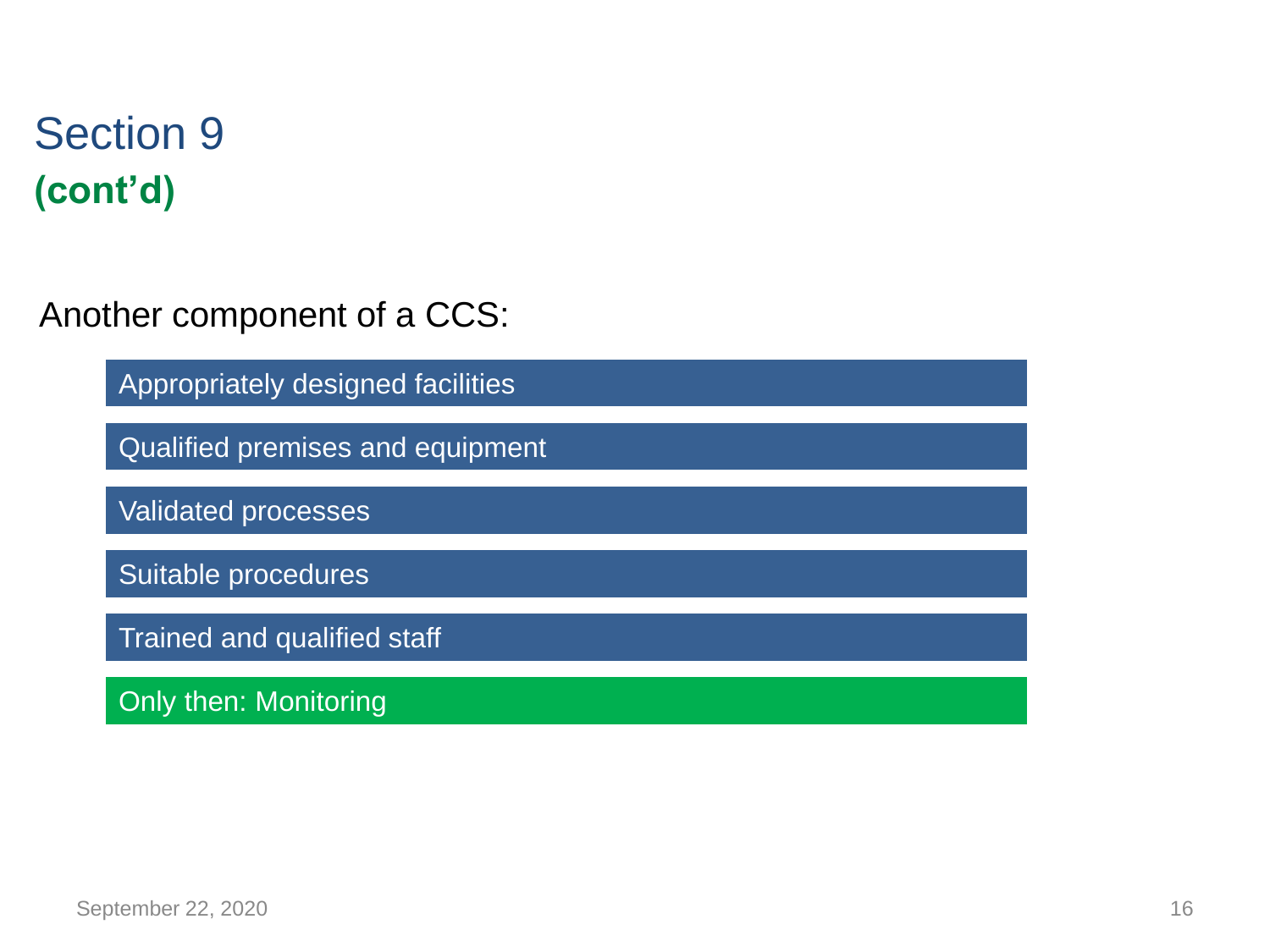# Section 9
**(cont'd)**

Another component of a CCS:

- Appropriately designed facilities
- Qualified premises and equipment
- Validated processes
- Suitable procedures
- Trained and qualified staff
- Only then: Monitoring

September 22, 2020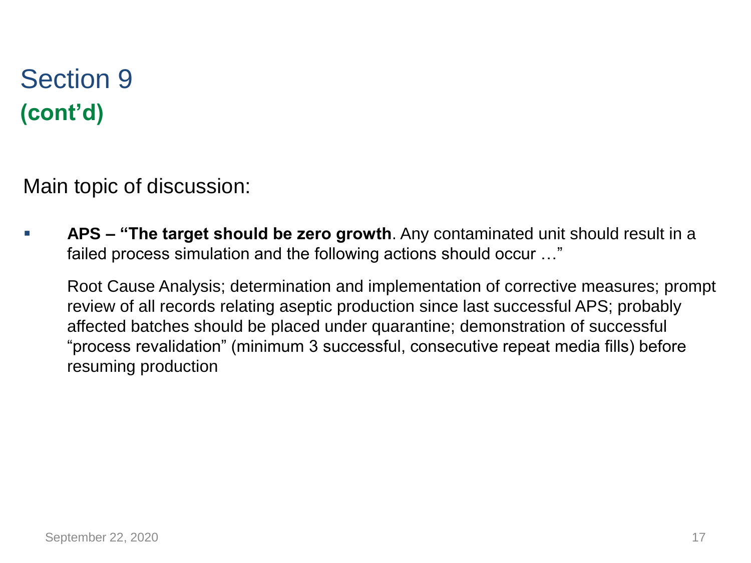# Section 9
## (cont'd)

Main topic of discussion:

- **APS – "The target should be zero growth**. Any contaminated unit should result in a failed process simulation and the following actions should occur …"

  Root Cause Analysis; determination and implementation of corrective measures; prompt review of all records relating aseptic production since last successful APS; probably affected batches should be placed under quarantine; demonstration of successful "process revalidation" (minimum 3 successful, consecutive repeat media fills) before resuming production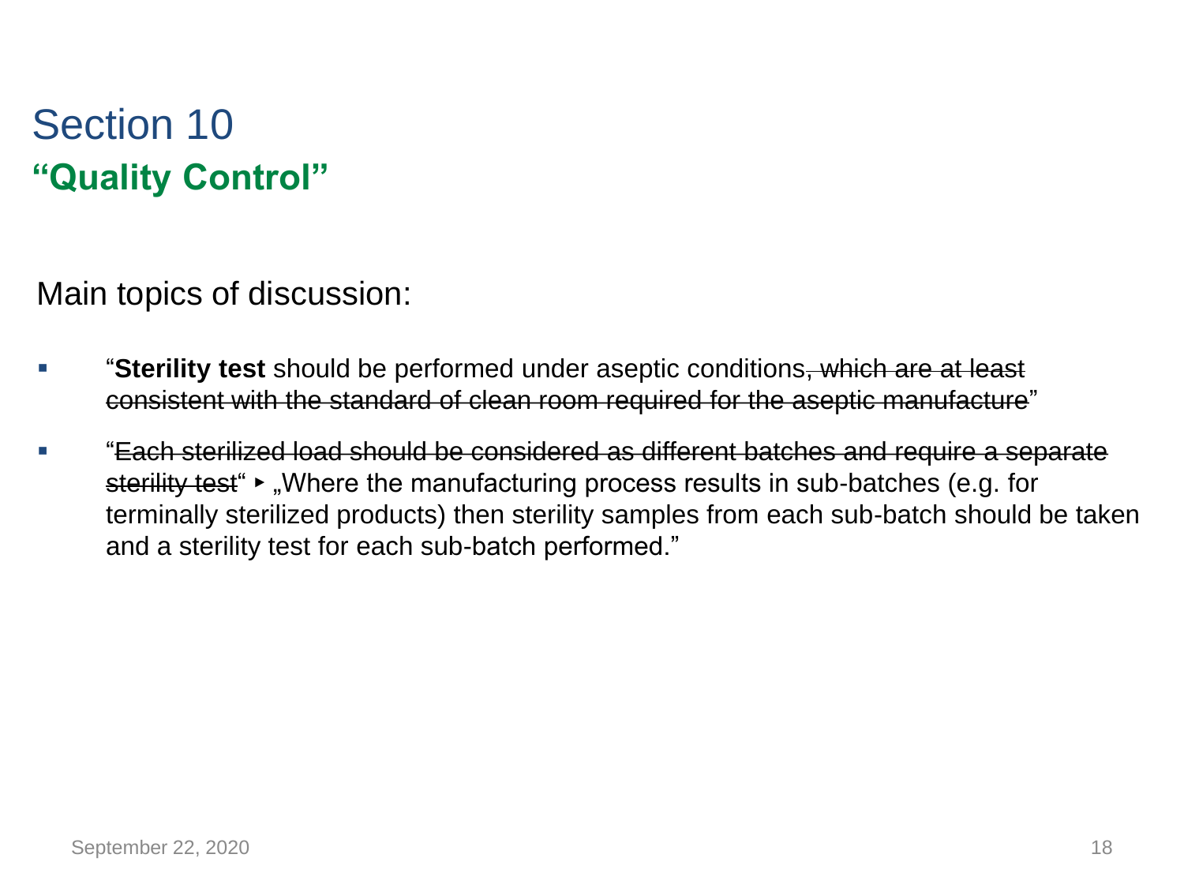# Section 10

## **“Quality Control”**

Main topics of discussion:

- “**Sterility test** should be performed under aseptic conditions~~, which are at least consistent with the standard of clean room required for the aseptic manufacture~~”
- “~~Each sterilized load should be considered as different batches and require a separate sterility test~~“ ‣ „Where the manufacturing process results in sub-batches (e.g. for terminally sterilized products) then sterility samples from each sub-batch should be taken and a sterility test for each sub-batch performed.”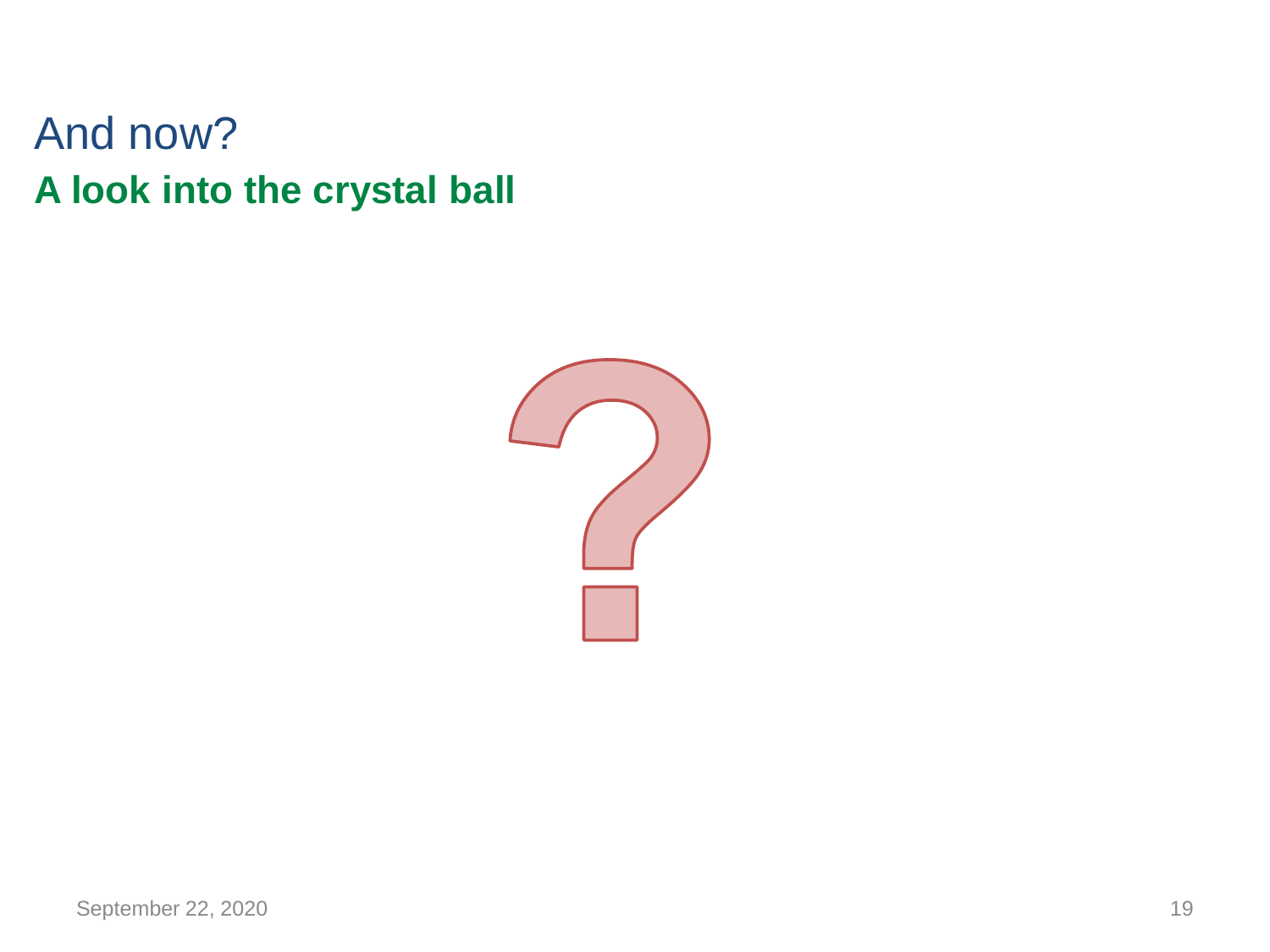# And now?

## A look into the crystal ball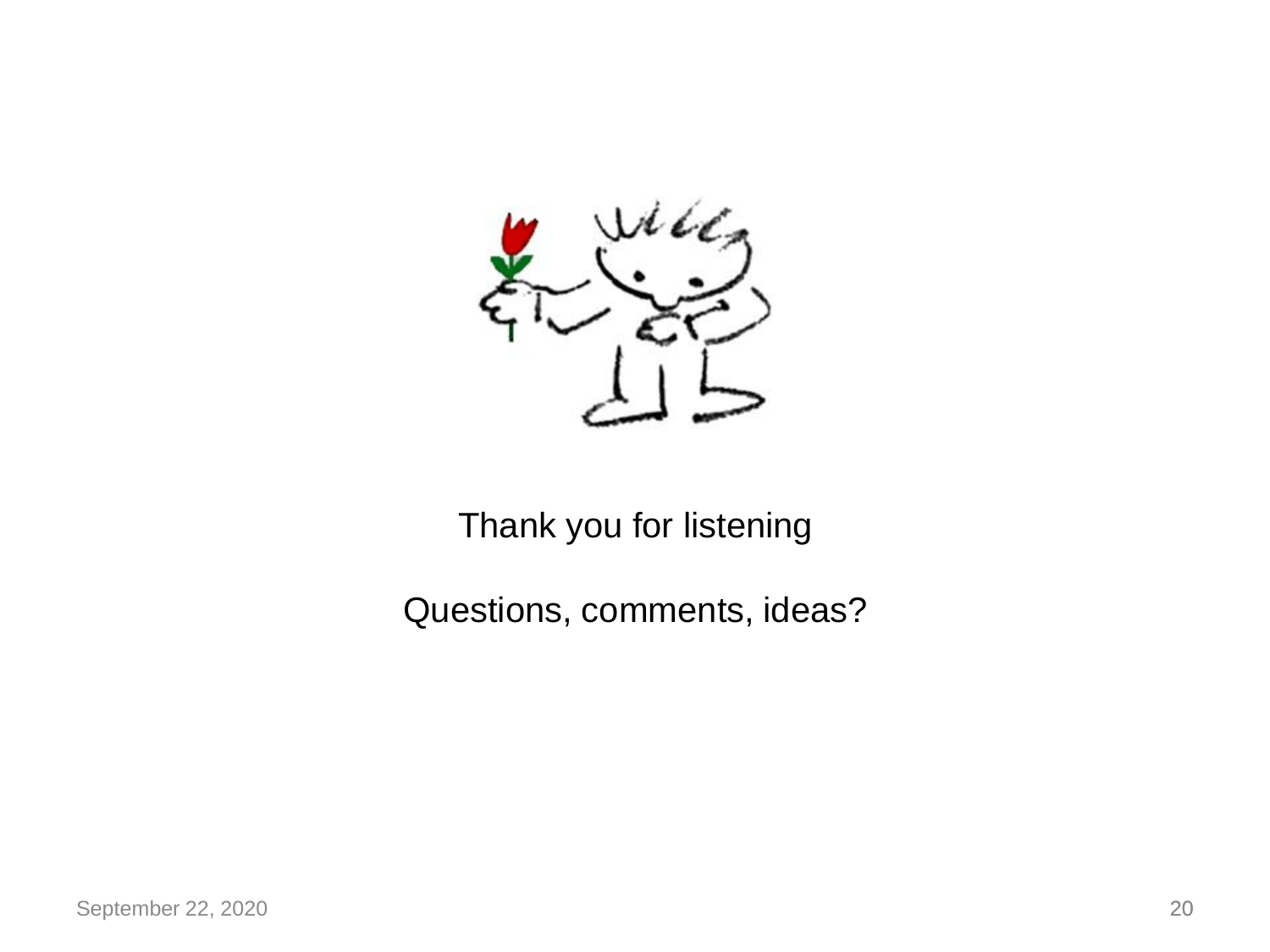Thank you for listening

Questions, comments, ideas?